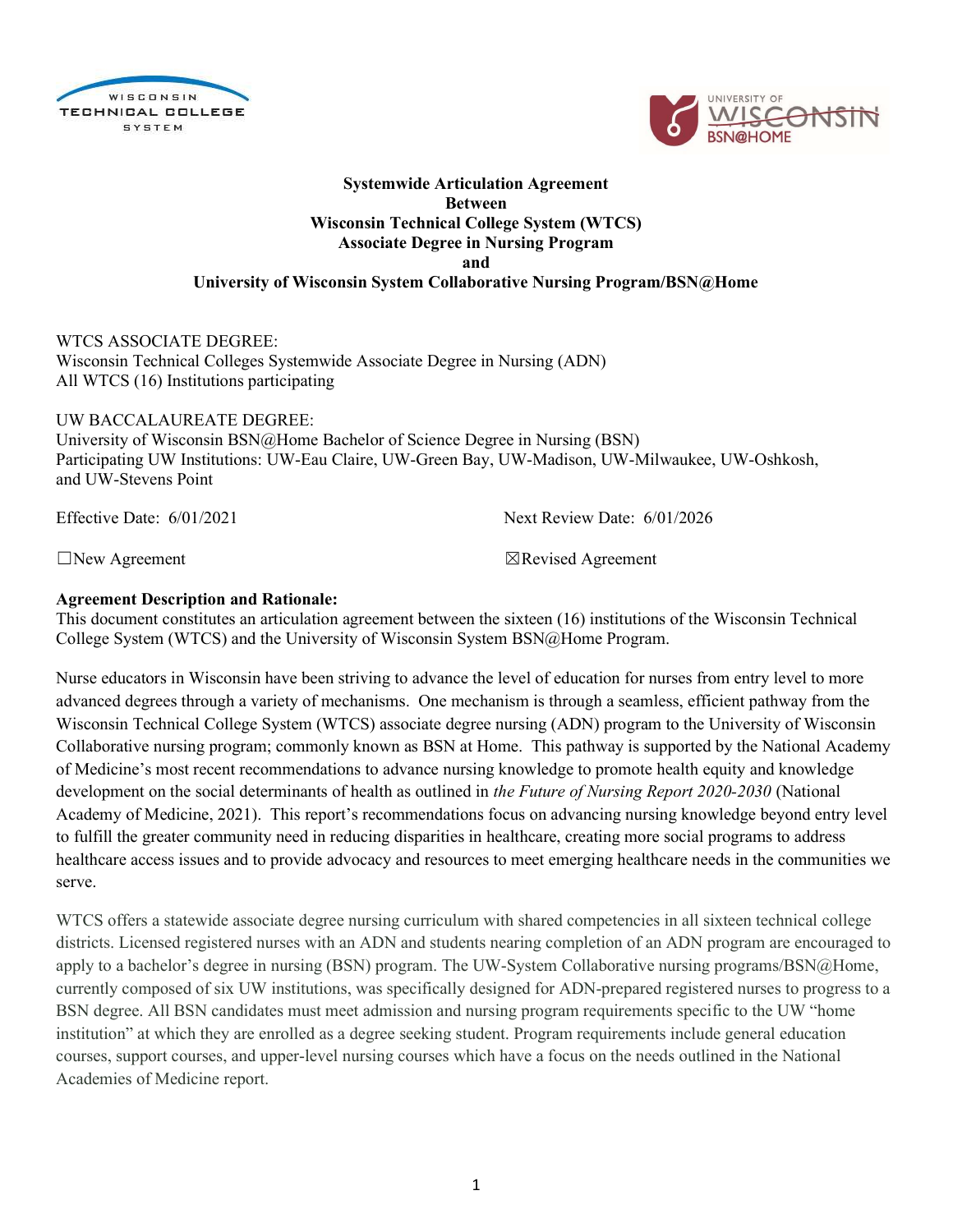**Systemwide Articulation Agreement**
**Between**
**Wisconsin Technical College System (WTCS)**
**Associate Degree in Nursing Program**
**and**
**University of Wisconsin System Collaborative Nursing Program/BSN@Home**

WTCS ASSOCIATE DEGREE:
Wisconsin Technical Colleges Systemwide Associate Degree in Nursing (ADN)
All WTCS (16) Institutions participating

UW BACCALAUREATE DEGREE:
University of Wisconsin BSN@Home Bachelor of Science Degree in Nursing (BSN)
Participating UW Institutions: UW-Eau Claire, UW-Green Bay, UW-Madison, UW-Milwaukee, UW-Oshkosh, and UW-Stevens Point

Effective Date: 6/01/2021 Next Review Date: 6/01/2026

☐New Agreement ☒Revised Agreement

**Agreement Description and Rationale:**
This document constitutes an articulation agreement between the sixteen (16) institutions of the Wisconsin Technical College System (WTCS) and the University of Wisconsin System BSN@Home Program.

Nurse educators in Wisconsin have been striving to advance the level of education for nurses from entry level to more advanced degrees through a variety of mechanisms. One mechanism is through a seamless, efficient pathway from the Wisconsin Technical College System (WTCS) associate degree nursing (ADN) program to the University of Wisconsin Collaborative nursing program; commonly known as BSN at Home. This pathway is supported by the National Academy of Medicine's most recent recommendations to advance nursing knowledge to promote health equity and knowledge development on the social determinants of health as outlined in *the Future of Nursing Report 2020-2030* (National Academy of Medicine, 2021). This report's recommendations focus on advancing nursing knowledge beyond entry level to fulfill the greater community need in reducing disparities in healthcare, creating more social programs to address healthcare access issues and to provide advocacy and resources to meet emerging healthcare needs in the communities we serve.

WTCS offers a statewide associate degree nursing curriculum with shared competencies in all sixteen technical college districts. Licensed registered nurses with an ADN and students nearing completion of an ADN program are encouraged to apply to a bachelor's degree in nursing (BSN) program. The UW-System Collaborative nursing programs/BSN@Home, currently composed of six UW institutions, was specifically designed for ADN-prepared registered nurses to progress to a BSN degree. All BSN candidates must meet admission and nursing program requirements specific to the UW "home institution" at which they are enrolled as a degree seeking student. Program requirements include general education courses, support courses, and upper-level nursing courses which have a focus on the needs outlined in the National Academies of Medicine report.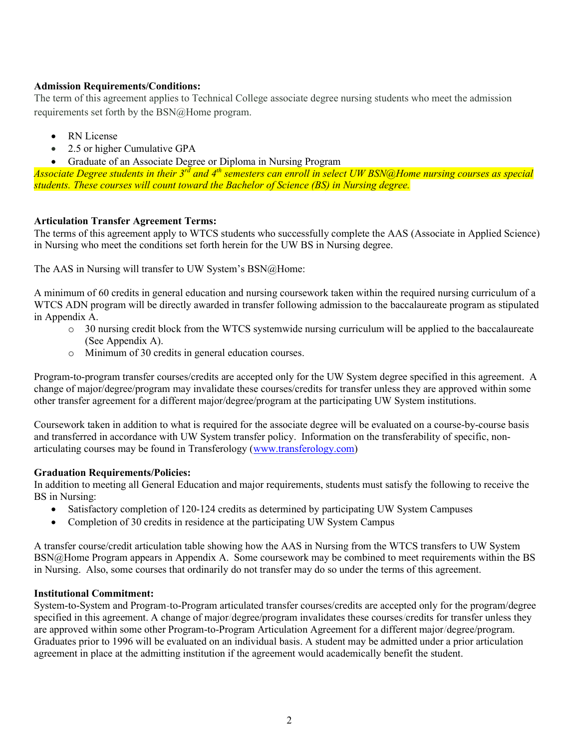**Admission Requirements/Conditions:**
The term of this agreement applies to Technical College associate degree nursing students who meet the admission requirements set forth by the BSN@Home program.

- RN License
- 2.5 or higher Cumulative GPA
- Graduate of an Associate Degree or Diploma in Nursing Program

*Associate Degree students in their 3rd and 4th semesters can enroll in select UW BSN@Home nursing courses as special students. These courses will count toward the Bachelor of Science (BS) in Nursing degree.*

**Articulation Transfer Agreement Terms:**
The terms of this agreement apply to WTCS students who successfully complete the AAS (Associate in Applied Science) in Nursing who meet the conditions set forth herein for the UW BS in Nursing degree.

The AAS in Nursing will transfer to UW System's BSN@Home:

A minimum of 60 credits in general education and nursing coursework taken within the required nursing curriculum of a WTCS ADN program will be directly awarded in transfer following admission to the baccalaureate program as stipulated in Appendix A.

- 30 nursing credit block from the WTCS systemwide nursing curriculum will be applied to the baccalaureate (See Appendix A).
- Minimum of 30 credits in general education courses.

Program-to-program transfer courses/credits are accepted only for the UW System degree specified in this agreement. A change of major/degree/program may invalidate these courses/credits for transfer unless they are approved within some other transfer agreement for a different major/degree/program at the participating UW System institutions.

Coursework taken in addition to what is required for the associate degree will be evaluated on a course-by-course basis and transferred in accordance with UW System transfer policy. Information on the transferability of specific, non-articulating courses may be found in Transferology (www.transferology.com)

**Graduation Requirements/Policies:**
In addition to meeting all General Education and major requirements, students must satisfy the following to receive the BS in Nursing:

- Satisfactory completion of 120-124 credits as determined by participating UW System Campuses
- Completion of 30 credits in residence at the participating UW System Campus

A transfer course/credit articulation table showing how the AAS in Nursing from the WTCS transfers to UW System BSN@Home Program appears in Appendix A. Some coursework may be combined to meet requirements within the BS in Nursing. Also, some courses that ordinarily do not transfer may do so under the terms of this agreement.

**Institutional Commitment:**
System-to-System and Program-to-Program articulated transfer courses/credits are accepted only for the program/degree specified in this agreement. A change of major/degree/program invalidates these courses/credits for transfer unless they are approved within some other Program-to-Program Articulation Agreement for a different major/degree/program. Graduates prior to 1996 will be evaluated on an individual basis. A student may be admitted under a prior articulation agreement in place at the admitting institution if the agreement would academically benefit the student.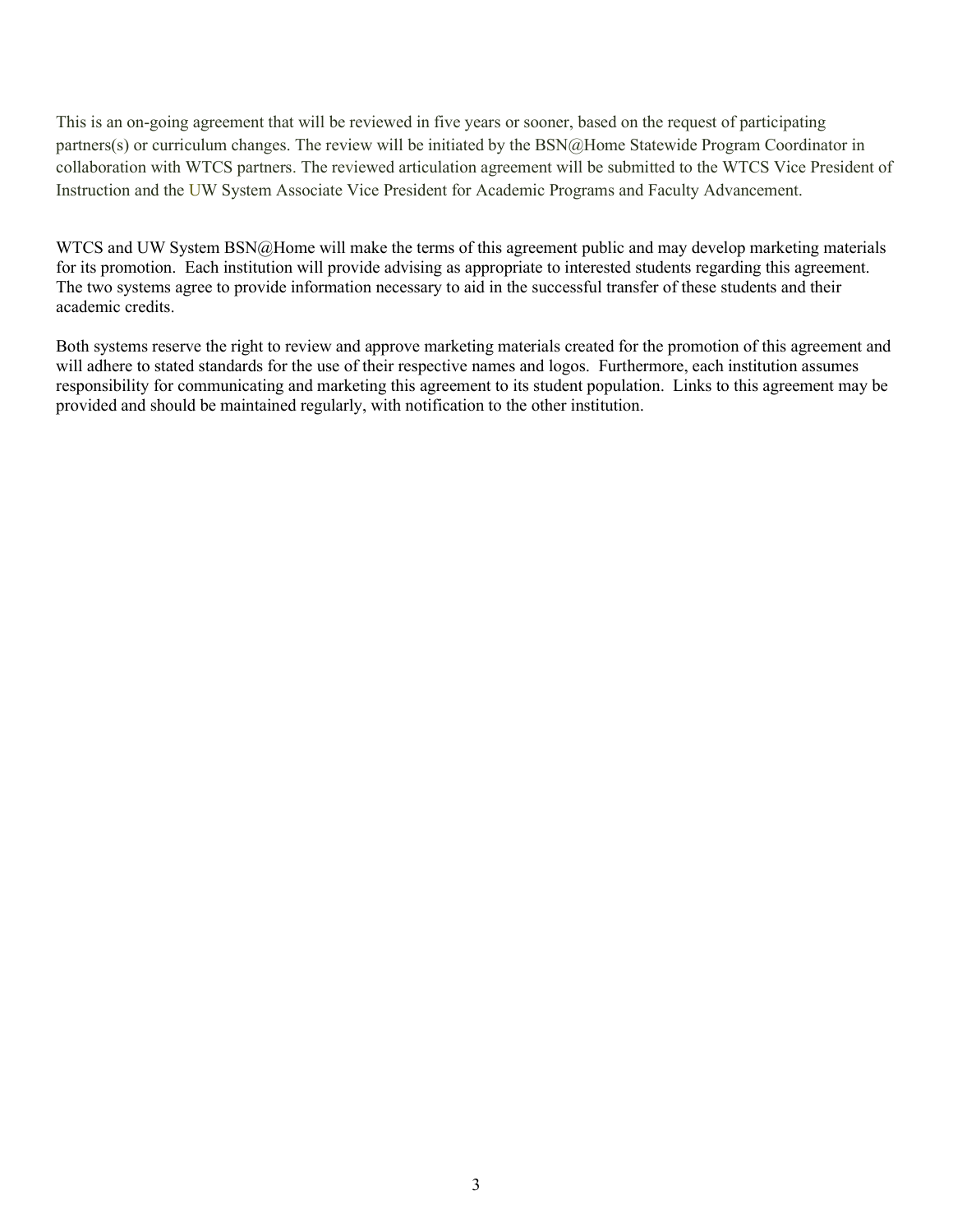This is an on-going agreement that will be reviewed in five years or sooner, based on the request of participating partners(s) or curriculum changes. The review will be initiated by the BSN@Home Statewide Program Coordinator in collaboration with WTCS partners. The reviewed articulation agreement will be submitted to the WTCS Vice President of Instruction and the UW System Associate Vice President for Academic Programs and Faculty Advancement.

WTCS and UW System BSN@Home will make the terms of this agreement public and may develop marketing materials for its promotion. Each institution will provide advising as appropriate to interested students regarding this agreement. The two systems agree to provide information necessary to aid in the successful transfer of these students and their academic credits.

Both systems reserve the right to review and approve marketing materials created for the promotion of this agreement and will adhere to stated standards for the use of their respective names and logos. Furthermore, each institution assumes responsibility for communicating and marketing this agreement to its student population. Links to this agreement may be provided and should be maintained regularly, with notification to the other institution.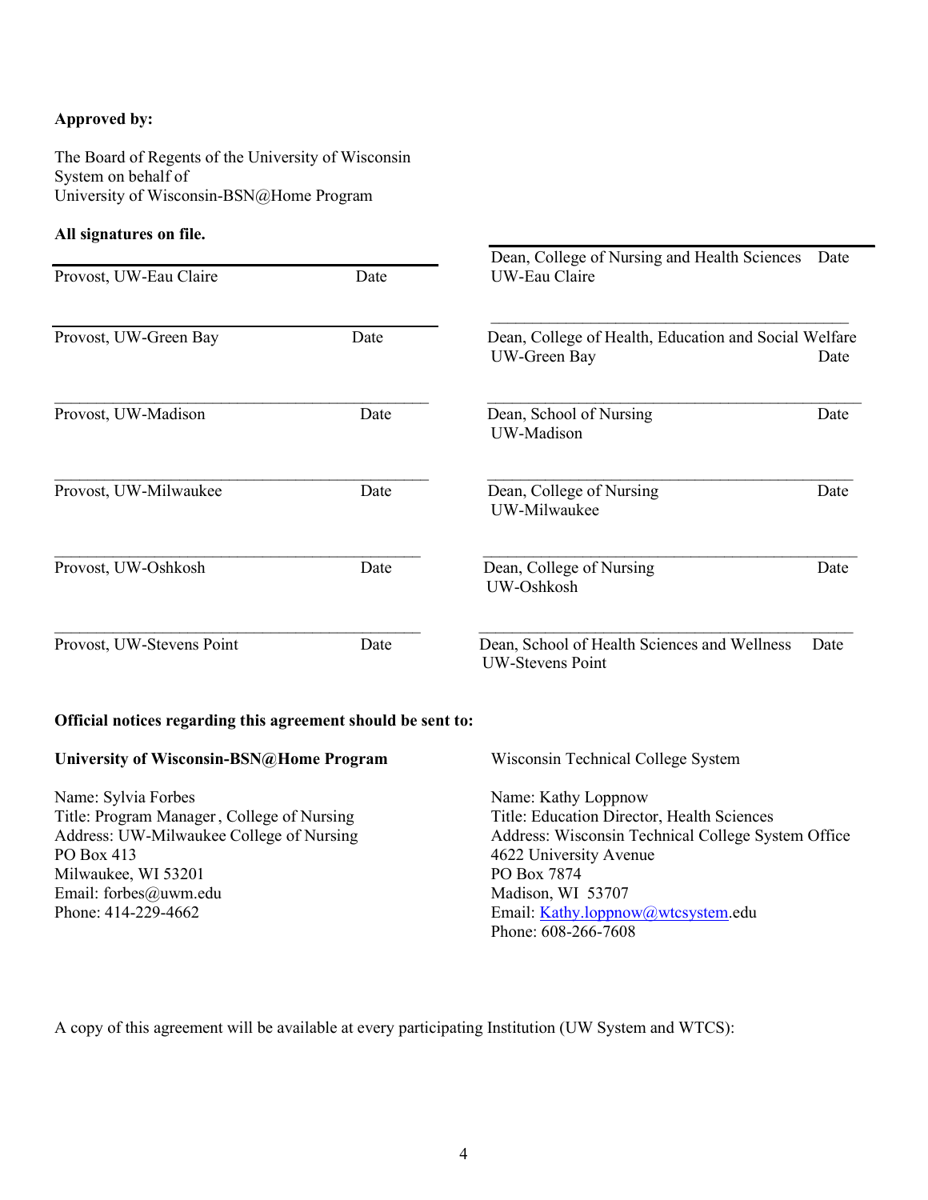**Approved by:**

The Board of Regents of the University of Wisconsin System on behalf of
University of Wisconsin-BSN@Home Program

**All signatures on file.**

| | |
|---|---|
| Provost, UW-Eau Claire — Date | Dean, College of Nursing and Health Sciences — Date<br>UW-Eau Claire |
| Provost, UW-Green Bay — Date | Dean, College of Health, Education and Social Welfare<br>UW-Green Bay — Date |
| Provost, UW-Madison — Date | Dean, School of Nursing — Date<br>UW-Madison |
| Provost, UW-Milwaukee — Date | Dean, College of Nursing — Date<br>UW-Milwaukee |
| Provost, UW-Oshkosh — Date | Dean, College of Nursing — Date<br>UW-Oshkosh |
| Provost, UW-Stevens Point — Date | Dean, School of Health Sciences and Wellness — Date<br>UW-Stevens Point |

**Official notices regarding this agreement should be sent to:**

**University of Wisconsin-BSN@Home Program**

Name: Sylvia Forbes
Title: Program Manager, College of Nursing
Address: UW-Milwaukee College of Nursing
PO Box 413
Milwaukee, WI 53201
Email: forbes@uwm.edu
Phone: 414-229-4662

Wisconsin Technical College System

Name: Kathy Loppnow
Title: Education Director, Health Sciences
Address: Wisconsin Technical College System Office
4622 University Avenue
PO Box 7874
Madison, WI 53707
Email: Kathy.loppnow@wtcsystem.edu
Phone: 608-266-7608

A copy of this agreement will be available at every participating Institution (UW System and WTCS):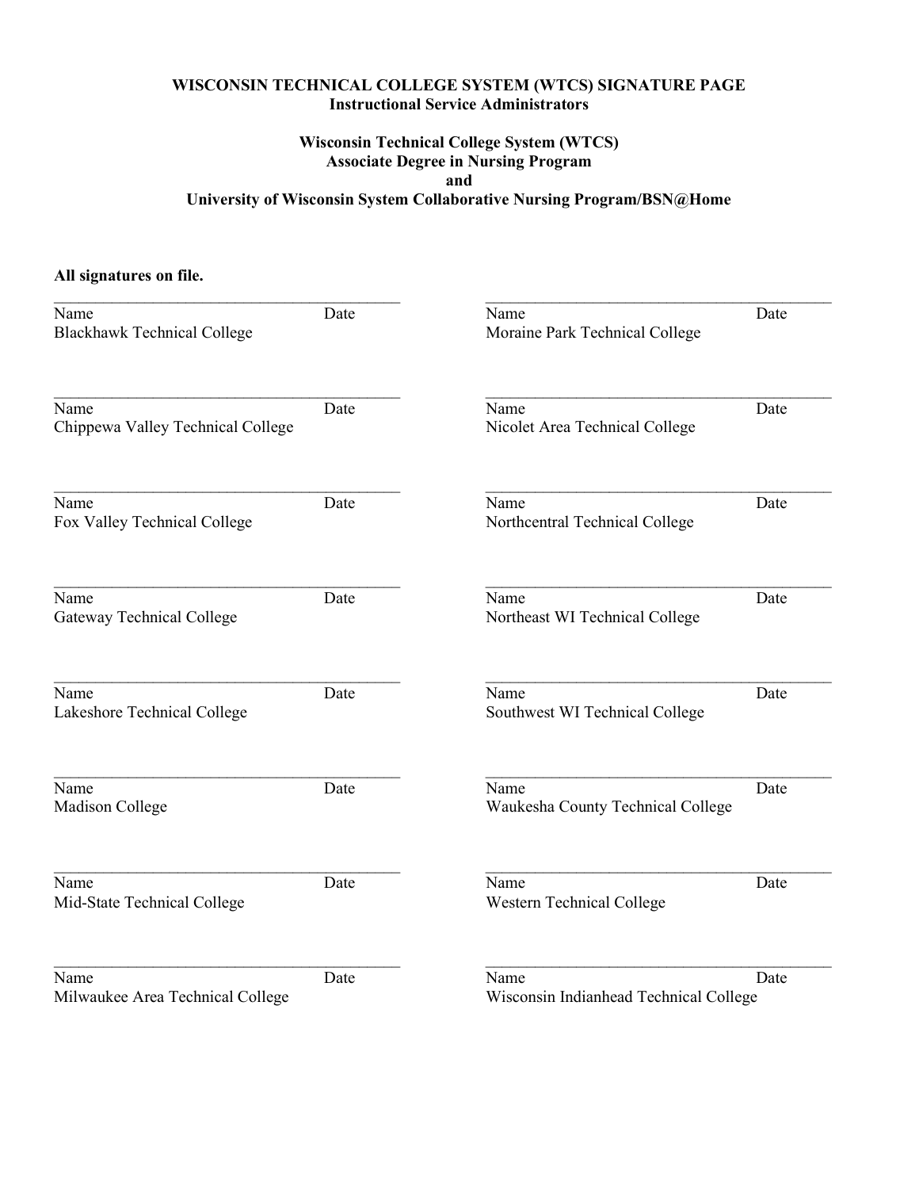**WISCONSIN TECHNICAL COLLEGE SYSTEM (WTCS) SIGNATURE PAGE**
**Instructional Service Administrators**

**Wisconsin Technical College System (WTCS)**
**Associate Degree in Nursing Program**
**and**
**University of Wisconsin System Collaborative Nursing Program/BSN@Home**

**All signatures on file.**

________________________________________
Name Date
Blackhawk Technical College

________________________________________
Name Date
Chippewa Valley Technical College

________________________________________
Name Date
Fox Valley Technical College

________________________________________
Name Date
Gateway Technical College

________________________________________
Name Date
Lakeshore Technical College

________________________________________
Name Date
Madison College

________________________________________
Name Date
Mid-State Technical College

________________________________________
Name Date
Milwaukee Area Technical College

________________________________________
Name Date
Moraine Park Technical College

________________________________________
Name Date
Nicolet Area Technical College

________________________________________
Name Date
Northcentral Technical College

________________________________________
Name Date
Northeast WI Technical College

________________________________________
Name Date
Southwest WI Technical College

________________________________________
Name Date
Waukesha County Technical College

________________________________________
Name Date
Western Technical College

________________________________________
Name Date
Wisconsin Indianhead Technical College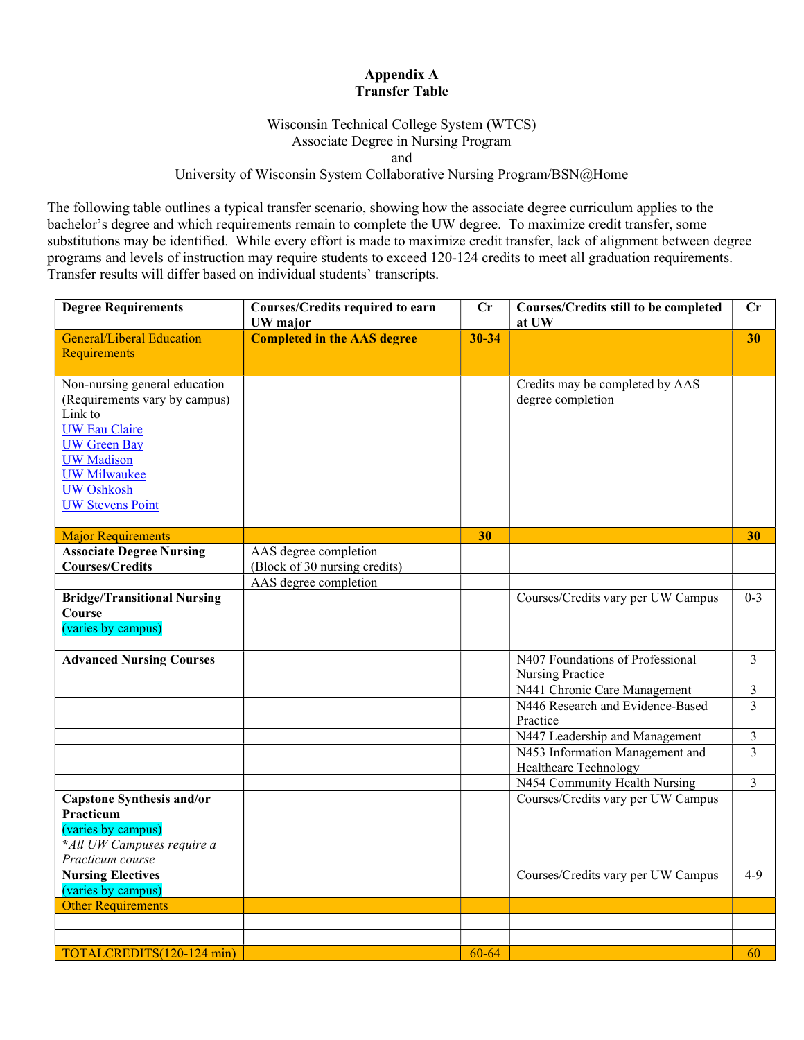**Appendix A**
**Transfer Table**

Wisconsin Technical College System (WTCS)
Associate Degree in Nursing Program
and
University of Wisconsin System Collaborative Nursing Program/BSN@Home

The following table outlines a typical transfer scenario, showing how the associate degree curriculum applies to the bachelor's degree and which requirements remain to complete the UW degree. To maximize credit transfer, some substitutions may be identified. While every effort is made to maximize credit transfer, lack of alignment between degree programs and levels of instruction may require students to exceed 120-124 credits to meet all graduation requirements. Transfer results will differ based on individual students' transcripts.

| Degree Requirements | Courses/Credits required to earn UW major | Cr | Courses/Credits still to be completed at UW | Cr |
|---|---|---|---|---|
| General/Liberal Education Requirements | **Completed in the AAS degree** | **30-34** | | **30** |
| Non-nursing general education (Requirements vary by campus) Link to UW Eau Claire UW Green Bay UW Madison UW Milwaukee UW Oshkosh UW Stevens Point | | | Credits may be completed by AAS degree completion | |
| Major Requirements | | **30** | | **30** |
| **Associate Degree Nursing Courses/Credits** | AAS degree completion (Block of 30 nursing credits) | | | |
| | AAS degree completion | | | |
| **Bridge/Transitional Nursing Course** (varies by campus) | | | Courses/Credits vary per UW Campus | 0-3 |
| **Advanced Nursing Courses** | | | N407 Foundations of Professional Nursing Practice | 3 |
| | | | N441 Chronic Care Management | 3 |
| | | | N446 Research and Evidence-Based Practice | 3 |
| | | | N447 Leadership and Management | 3 |
| | | | N453 Information Management and Healthcare Technology | 3 |
| | | | N454 Community Health Nursing | 3 |
| **Capstone Synthesis and/or Practicum** (varies by campus) ***All UW Campuses require a Practicum course** | | | Courses/Credits vary per UW Campus | |
| **Nursing Electives** (varies by campus) | | | Courses/Credits vary per UW Campus | 4-9 |
| Other Requirements | | | | |
| | | | | |
| | | | | |
| TOTALCREDITS(120-124 min) | | 60-64 | | 60 |